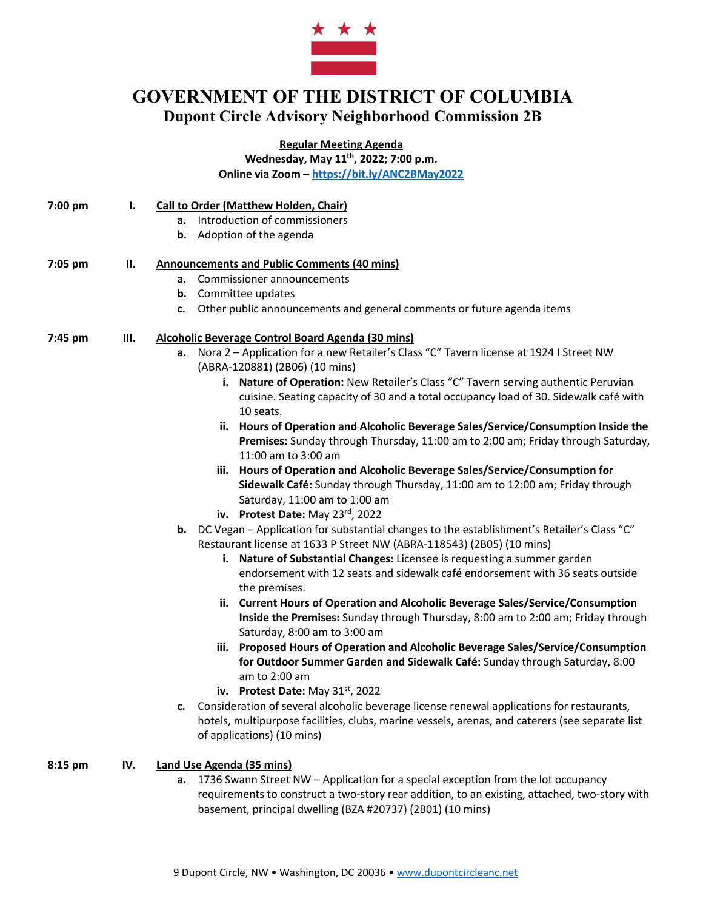# GOVERNMENT OF THE DISTRICT OF COLUMBIA

## Dupont Circle Advisory Neighborhood Commission 2B

**Regular Meeting Agenda**

**Wednesday, May 11th, 2022; 7:00 p.m.**

**Online via Zoom – https://bit.ly/ANC2BMay2022**

**7:00 pm** **I. Call to Order (Matthew Holden, Chair)**

- **a.** Introduction of commissioners
- **b.** Adoption of the agenda

**7:05 pm** **II. Announcements and Public Comments (40 mins)**

- **a.** Commissioner announcements
- **b.** Committee updates
- **c.** Other public announcements and general comments or future agenda items

**7:45 pm** **III. Alcoholic Beverage Control Board Agenda (30 mins)**

- **a.** Nora 2 – Application for a new Retailer's Class "C" Tavern license at 1924 I Street NW (ABRA-120881) (2B06) (10 mins)
  - **i. Nature of Operation:** New Retailer's Class "C" Tavern serving authentic Peruvian cuisine. Seating capacity of 30 and a total occupancy load of 30. Sidewalk café with 10 seats.
  - **ii. Hours of Operation and Alcoholic Beverage Sales/Service/Consumption Inside the Premises:** Sunday through Thursday, 11:00 am to 2:00 am; Friday through Saturday, 11:00 am to 3:00 am
  - **iii. Hours of Operation and Alcoholic Beverage Sales/Service/Consumption for Sidewalk Café:** Sunday through Thursday, 11:00 am to 12:00 am; Friday through Saturday, 11:00 am to 1:00 am
  - **iv. Protest Date:** May 23rd, 2022
- **b.** DC Vegan – Application for substantial changes to the establishment's Retailer's Class "C" Restaurant license at 1633 P Street NW (ABRA-118543) (2B05) (10 mins)
  - **i. Nature of Substantial Changes:** Licensee is requesting a summer garden endorsement with 12 seats and sidewalk café endorsement with 36 seats outside the premises.
  - **ii. Current Hours of Operation and Alcoholic Beverage Sales/Service/Consumption Inside the Premises:** Sunday through Thursday, 8:00 am to 2:00 am; Friday through Saturday, 8:00 am to 3:00 am
  - **iii. Proposed Hours of Operation and Alcoholic Beverage Sales/Service/Consumption for Outdoor Summer Garden and Sidewalk Café:** Sunday through Saturday, 8:00 am to 2:00 am
  - **iv. Protest Date:** May 31st, 2022
- **c.** Consideration of several alcoholic beverage license renewal applications for restaurants, hotels, multipurpose facilities, clubs, marine vessels, arenas, and caterers (see separate list of applications) (10 mins)

**8:15 pm** **IV. Land Use Agenda (35 mins)**

- **a.** 1736 Swann Street NW – Application for a special exception from the lot occupancy requirements to construct a two-story rear addition, to an existing, attached, two-story with basement, principal dwelling (BZA #20737) (2B01) (10 mins)

9 Dupont Circle, NW • Washington, DC 20036 • www.dupontcircleanc.net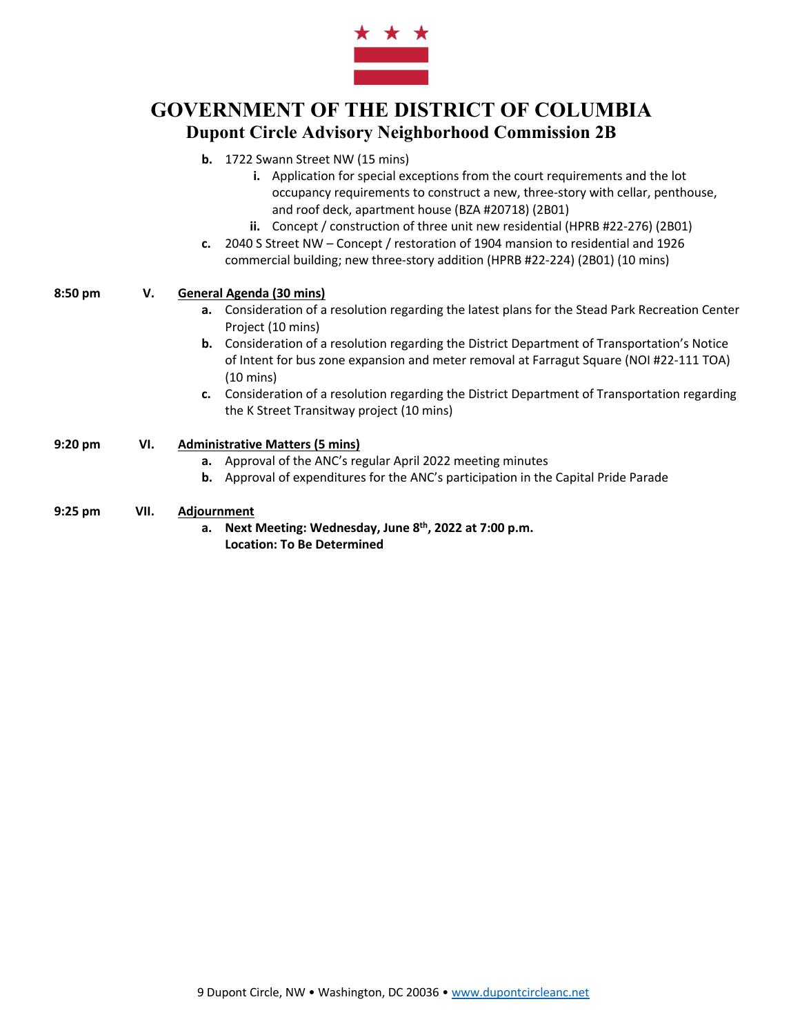**GOVERNMENT OF THE DISTRICT OF COLUMBIA**
**Dupont Circle Advisory Neighborhood Commission 2B**

- **b.** 1722 Swann Street NW (15 mins)
  - **i.** Application for special exceptions from the court requirements and the lot occupancy requirements to construct a new, three-story with cellar, penthouse, and roof deck, apartment house (BZA #20718) (2B01)
  - **ii.** Concept / construction of three unit new residential (HPRB #22-276) (2B01)
- **c.** 2040 S Street NW – Concept / restoration of 1904 mansion to residential and 1926 commercial building; new three-story addition (HPRB #22-224) (2B01) (10 mins)

**8:50 pm V. General Agenda (30 mins)**

- **a.** Consideration of a resolution regarding the latest plans for the Stead Park Recreation Center Project (10 mins)
- **b.** Consideration of a resolution regarding the District Department of Transportation's Notice of Intent for bus zone expansion and meter removal at Farragut Square (NOI #22-111 TOA) (10 mins)
- **c.** Consideration of a resolution regarding the District Department of Transportation regarding the K Street Transitway project (10 mins)

**9:20 pm VI. Administrative Matters (5 mins)**

- **a.** Approval of the ANC's regular April 2022 meeting minutes
- **b.** Approval of expenditures for the ANC's participation in the Capital Pride Parade

**9:25 pm VII. Adjournment**

- **a.** **Next Meeting: Wednesday, June 8th, 2022 at 7:00 p.m.**
  **Location: To Be Determined**

9 Dupont Circle, NW • Washington, DC 20036 • www.dupontcircleanc.net